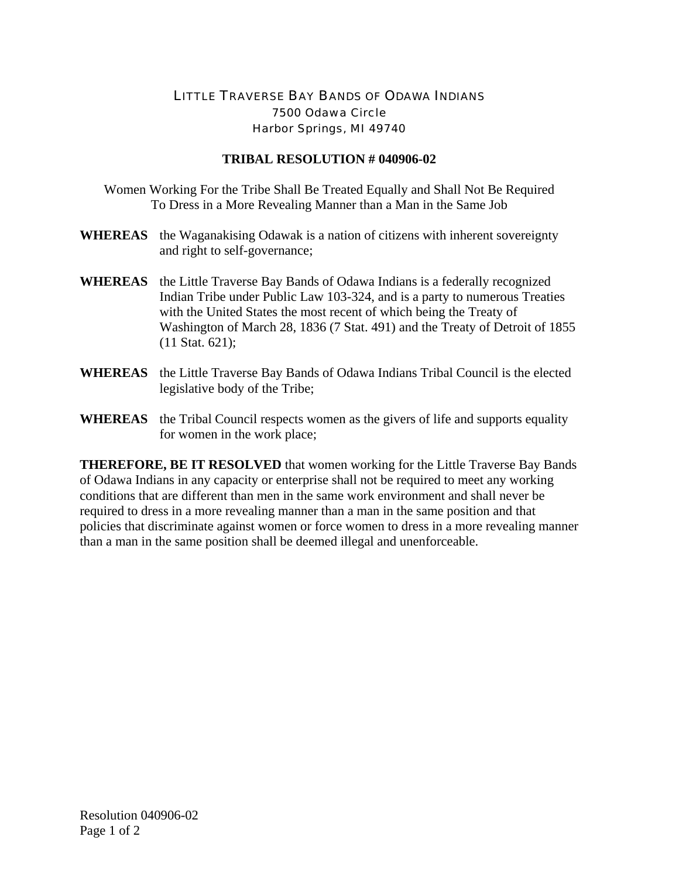LITTLE TRAVERSE BAY BANDS OF ODAWA INDIANS
7500 Odawa Circle
Harbor Springs, MI 49740

# TRIBAL RESOLUTION # 040906-02

Women Working For the Tribe Shall Be Treated Equally and Shall Not Be Required To Dress in a More Revealing Manner than a Man in the Same Job

**WHEREAS** the Waganakising Odawak is a nation of citizens with inherent sovereignty and right to self-governance;

**WHEREAS** the Little Traverse Bay Bands of Odawa Indians is a federally recognized Indian Tribe under Public Law 103-324, and is a party to numerous Treaties with the United States the most recent of which being the Treaty of Washington of March 28, 1836 (7 Stat. 491) and the Treaty of Detroit of 1855 (11 Stat. 621);

**WHEREAS** the Little Traverse Bay Bands of Odawa Indians Tribal Council is the elected legislative body of the Tribe;

**WHEREAS** the Tribal Council respects women as the givers of life and supports equality for women in the work place;

**THEREFORE, BE IT RESOLVED** that women working for the Little Traverse Bay Bands of Odawa Indians in any capacity or enterprise shall not be required to meet any working conditions that are different than men in the same work environment and shall never be required to dress in a more revealing manner than a man in the same position and that policies that discriminate against women or force women to dress in a more revealing manner than a man in the same position shall be deemed illegal and unenforceable.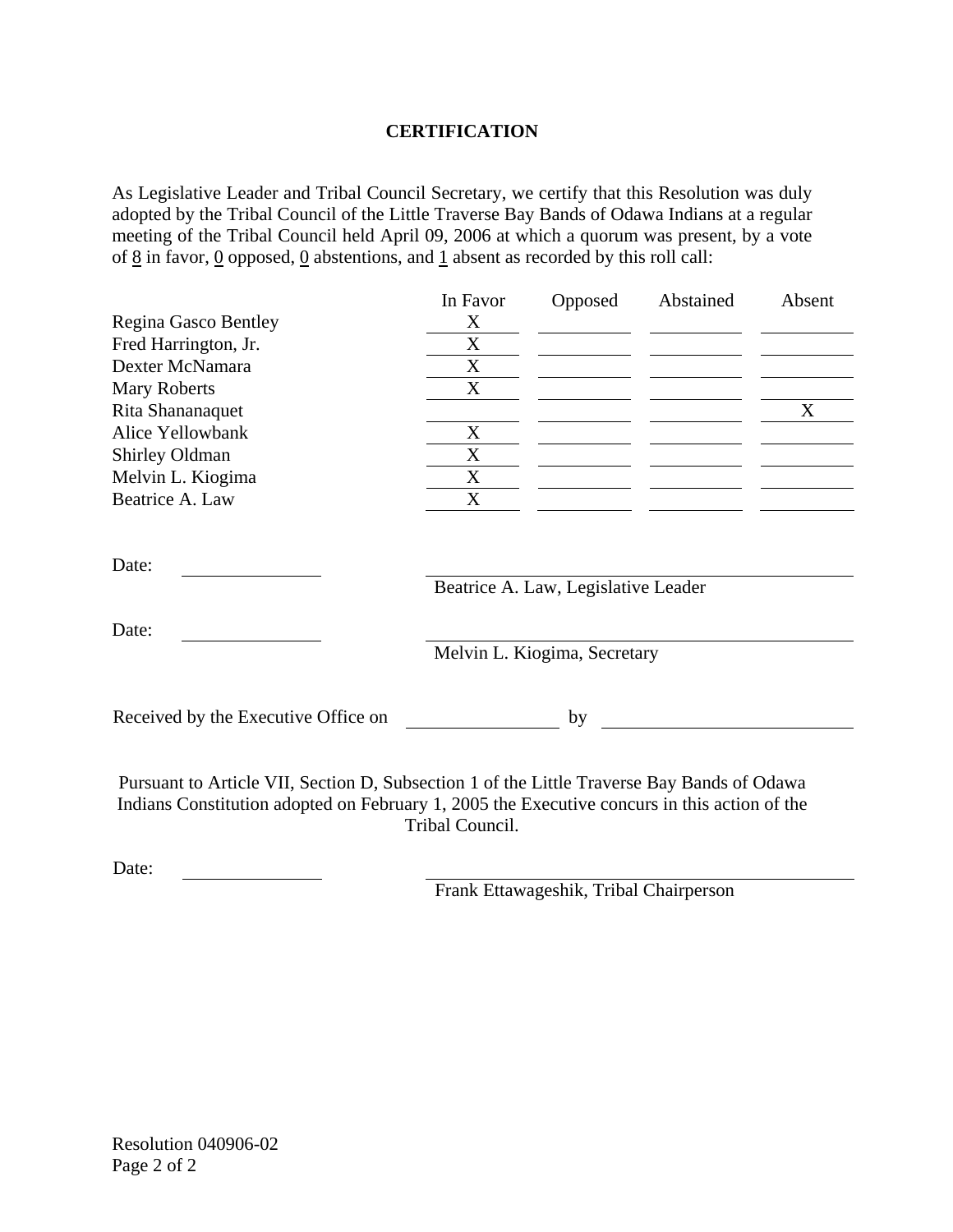**CERTIFICATION**

As Legislative Leader and Tribal Council Secretary, we certify that this Resolution was duly adopted by the Tribal Council of the Little Traverse Bay Bands of Odawa Indians at a regular meeting of the Tribal Council held April 09, 2006 at which a quorum was present, by a vote of 8 in favor, 0 opposed, 0 abstentions, and 1 absent as recorded by this roll call:

| | In Favor | Opposed | Abstained | Absent |
|---|---|---|---|---|
| Regina Gasco Bentley | X | | | |
| Fred Harrington, Jr. | X | | | |
| Dexter McNamara | X | | | |
| Mary Roberts | X | | | |
| Rita Shananaquet | | | | X |
| Alice Yellowbank | X | | | |
| Shirley Oldman | X | | | |
| Melvin L. Kiogima | X | | | |
| Beatrice A. Law | X | | | |

Date: \_\_\_\_\_\_\_\_\_\_\_\_\_\_\_ \_\_\_\_\_\_\_\_\_\_\_\_\_\_\_\_\_\_\_\_\_\_\_\_\_\_\_\_\_\_\_\_\_\_\_\_\_\_\_\_
Beatrice A. Law, Legislative Leader

Date: \_\_\_\_\_\_\_\_\_\_\_\_\_\_\_ \_\_\_\_\_\_\_\_\_\_\_\_\_\_\_\_\_\_\_\_\_\_\_\_\_\_\_\_\_\_\_\_\_\_\_\_\_\_\_\_
Melvin L. Kiogima, Secretary

Received by the Executive Office on \_\_\_\_\_\_\_\_\_\_\_\_\_\_\_ by \_\_\_\_\_\_\_\_\_\_\_\_\_\_\_\_\_\_\_\_\_\_\_\_\_

Pursuant to Article VII, Section D, Subsection 1 of the Little Traverse Bay Bands of Odawa Indians Constitution adopted on February 1, 2005 the Executive concurs in this action of the Tribal Council.

Date: \_\_\_\_\_\_\_\_\_\_\_\_\_\_\_ \_\_\_\_\_\_\_\_\_\_\_\_\_\_\_\_\_\_\_\_\_\_\_\_\_\_\_\_\_\_\_\_\_\_\_\_\_\_\_\_
Frank Ettawageshik, Tribal Chairperson

Resolution 040906-02